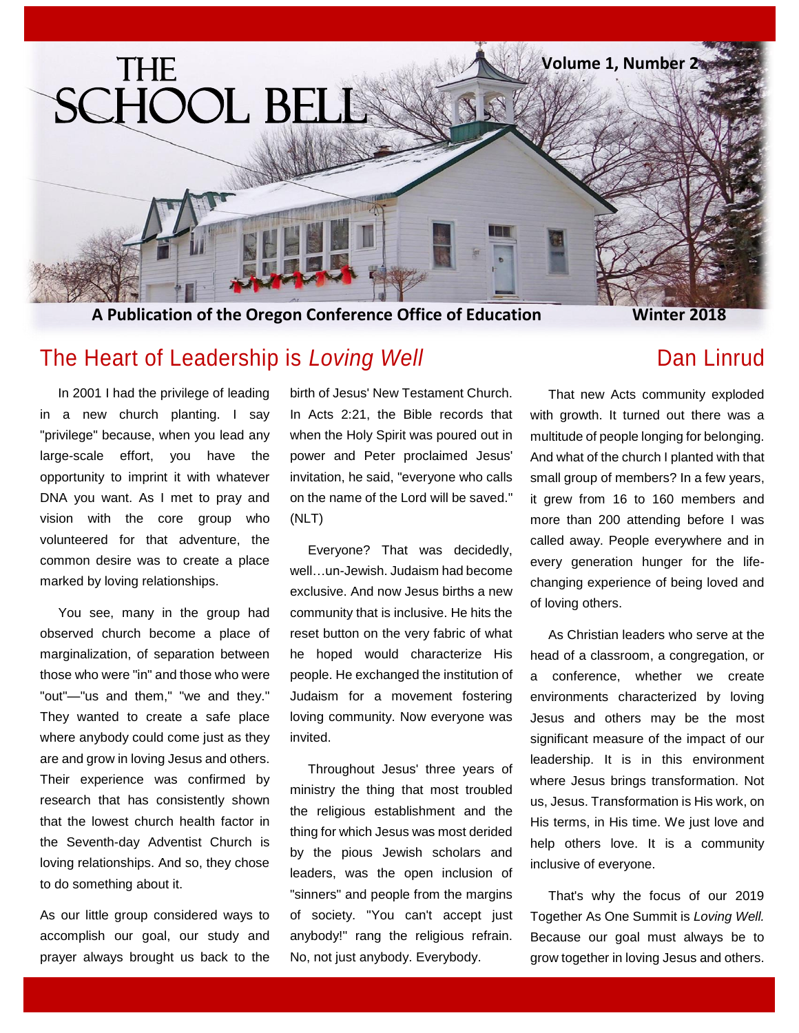# THE SCHOOL BELL

Volume 1, Number 2

**A Publication of the Oregon Conference Office of Education** — **Winter 2018**

## The Heart of Leadership is *Loving Well*

Dan Linrud

In 2001 I had the privilege of leading in a new church planting. I say "privilege" because, when you lead any large-scale effort, you have the opportunity to imprint it with whatever DNA you want. As I met to pray and vision with the core group who volunteered for that adventure, the common desire was to create a place marked by loving relationships.

You see, many in the group had observed church become a place of marginalization, of separation between those who were "in" and those who were "out"—"us and them," "we and they." They wanted to create a safe place where anybody could come just as they are and grow in loving Jesus and others. Their experience was confirmed by research that has consistently shown that the lowest church health factor in the Seventh-day Adventist Church is loving relationships. And so, they chose to do something about it.

As our little group considered ways to accomplish our goal, our study and prayer always brought us back to the birth of Jesus' New Testament Church. In Acts 2:21, the Bible records that when the Holy Spirit was poured out in power and Peter proclaimed Jesus' invitation, he said, "everyone who calls on the name of the Lord will be saved." (NLT)

Everyone? That was decidedly, well…un-Jewish. Judaism had become exclusive. And now Jesus births a new community that is inclusive. He hits the reset button on the very fabric of what he hoped would characterize His people. He exchanged the institution of Judaism for a movement fostering loving community. Now everyone was invited.

Throughout Jesus' three years of ministry the thing that most troubled the religious establishment and the thing for which Jesus was most derided by the pious Jewish scholars and leaders, was the open inclusion of "sinners" and people from the margins of society. "You can't accept just anybody!" rang the religious refrain. No, not just anybody. Everybody.

That new Acts community exploded with growth. It turned out there was a multitude of people longing for belonging. And what of the church I planted with that small group of members? In a few years, it grew from 16 to 160 members and more than 200 attending before I was called away. People everywhere and in every generation hunger for the life-changing experience of being loved and of loving others.

As Christian leaders who serve at the head of a classroom, a congregation, or a conference, whether we create environments characterized by loving Jesus and others may be the most significant measure of the impact of our leadership. It is in this environment where Jesus brings transformation. Not us, Jesus. Transformation is His work, on His terms, in His time. We just love and help others love. It is a community inclusive of everyone.

That's why the focus of our 2019 Together As One Summit is *Loving Well.* Because our goal must always be to grow together in loving Jesus and others.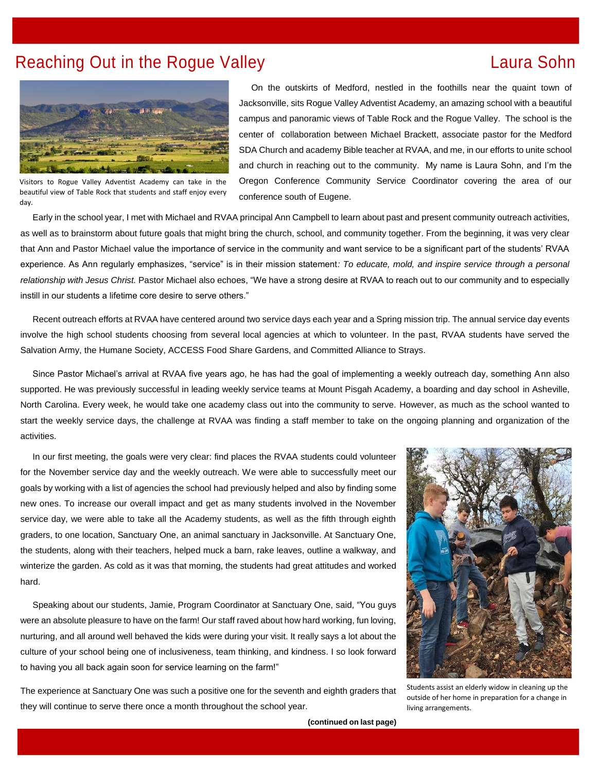# Reaching Out in the Rogue Valley

Laura Sohn

Visitors to Rogue Valley Adventist Academy can take in the beautiful view of Table Rock that students and staff enjoy every day.

On the outskirts of Medford, nestled in the foothills near the quaint town of Jacksonville, sits Rogue Valley Adventist Academy, an amazing school with a beautiful campus and panoramic views of Table Rock and the Rogue Valley. The school is the center of collaboration between Michael Brackett, associate pastor for the Medford SDA Church and academy Bible teacher at RVAA, and me, in our efforts to unite school and church in reaching out to the community. My name is Laura Sohn, and I'm the Oregon Conference Community Service Coordinator covering the area of our conference south of Eugene.

Early in the school year, I met with Michael and RVAA principal Ann Campbell to learn about past and present community outreach activities, as well as to brainstorm about future goals that might bring the church, school, and community together. From the beginning, it was very clear that Ann and Pastor Michael value the importance of service in the community and want service to be a significant part of the students' RVAA experience. As Ann regularly emphasizes, "service" is in their mission statement*: To educate, mold, and inspire service through a personal relationship with Jesus Christ.* Pastor Michael also echoes, "We have a strong desire at RVAA to reach out to our community and to especially instill in our students a lifetime core desire to serve others."

Recent outreach efforts at RVAA have centered around two service days each year and a Spring mission trip. The annual service day events involve the high school students choosing from several local agencies at which to volunteer. In the past, RVAA students have served the Salvation Army, the Humane Society, ACCESS Food Share Gardens, and Committed Alliance to Strays.

Since Pastor Michael's arrival at RVAA five years ago, he has had the goal of implementing a weekly outreach day, something Ann also supported. He was previously successful in leading weekly service teams at Mount Pisgah Academy, a boarding and day school in Asheville, North Carolina. Every week, he would take one academy class out into the community to serve. However, as much as the school wanted to start the weekly service days, the challenge at RVAA was finding a staff member to take on the ongoing planning and organization of the activities.

In our first meeting, the goals were very clear: find places the RVAA students could volunteer for the November service day and the weekly outreach. We were able to successfully meet our goals by working with a list of agencies the school had previously helped and also by finding some new ones. To increase our overall impact and get as many students involved in the November service day, we were able to take all the Academy students, as well as the fifth through eighth graders, to one location, Sanctuary One, an animal sanctuary in Jacksonville. At Sanctuary One, the students, along with their teachers, helped muck a barn, rake leaves, outline a walkway, and winterize the garden. As cold as it was that morning, the students had great attitudes and worked hard.

Speaking about our students, Jamie, Program Coordinator at Sanctuary One, said, "You guys were an absolute pleasure to have on the farm! Our staff raved about how hard working, fun loving, nurturing, and all around well behaved the kids were during your visit. It really says a lot about the culture of your school being one of inclusiveness, team thinking, and kindness. I so look forward to having you all back again soon for service learning on the farm!"

The experience at Sanctuary One was such a positive one for the seventh and eighth graders that they will continue to serve there once a month throughout the school year.

Students assist an elderly widow in cleaning up the outside of her home in preparation for a change in living arrangements.

**(continued on last page)**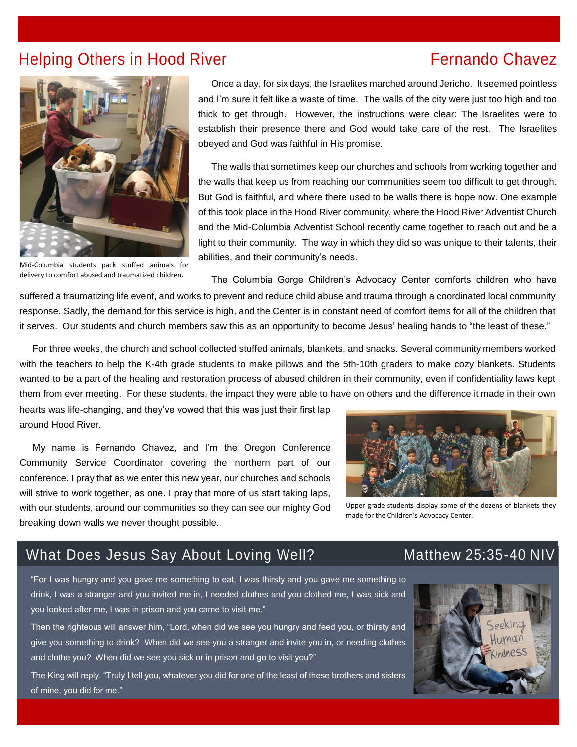## Helping Others in Hood River

**Fernando Chavez**

Mid-Columbia students pack stuffed animals for delivery to comfort abused and traumatized children.

Once a day, for six days, the Israelites marched around Jericho. It seemed pointless and I'm sure it felt like a waste of time. The walls of the city were just too high and too thick to get through. However, the instructions were clear: The Israelites were to establish their presence there and God would take care of the rest. The Israelites obeyed and God was faithful in His promise.

The walls that sometimes keep our churches and schools from working together and the walls that keep us from reaching our communities seem too difficult to get through. But God is faithful, and where there used to be walls there is hope now. One example of this took place in the Hood River community, where the Hood River Adventist Church and the Mid-Columbia Adventist School recently came together to reach out and be a light to their community. The way in which they did so was unique to their talents, their abilities, and their community's needs.

The Columbia Gorge Children's Advocacy Center comforts children who have suffered a traumatizing life event, and works to prevent and reduce child abuse and trauma through a coordinated local community response. Sadly, the demand for this service is high, and the Center is in constant need of comfort items for all of the children that it serves. Our students and church members saw this as an opportunity to become Jesus' healing hands to "the least of these."

For three weeks, the church and school collected stuffed animals, blankets, and snacks. Several community members worked with the teachers to help the K-4th grade students to make pillows and the 5th-10th graders to make cozy blankets. Students wanted to be a part of the healing and restoration process of abused children in their community, even if confidentiality laws kept them from ever meeting. For these students, the impact they were able to have on others and the difference it made in their own hearts was life-changing, and they've vowed that this was just their first lap around Hood River.

My name is Fernando Chavez, and I'm the Oregon Conference Community Service Coordinator covering the northern part of our conference. I pray that as we enter this new year, our churches and schools will strive to work together, as one. I pray that more of us start taking laps, with our students, around our communities so they can see our mighty God breaking down walls we never thought possible.

Upper grade students display some of the dozens of blankets they made for the Children's Advocacy Center.

## What Does Jesus Say About Loving Well?

**Matthew 25:35-40 NIV**

"For I was hungry and you gave me something to eat, I was thirsty and you gave me something to drink, I was a stranger and you invited me in, I needed clothes and you clothed me, I was sick and you looked after me, I was in prison and you came to visit me."

Then the righteous will answer him, "Lord, when did we see you hungry and feed you, or thirsty and give you something to drink? When did we see you a stranger and invite you in, or needing clothes and clothe you? When did we see you sick or in prison and go to visit you?"

The King will reply, "Truly I tell you, whatever you did for one of the least of these brothers and sisters of mine, you did for me."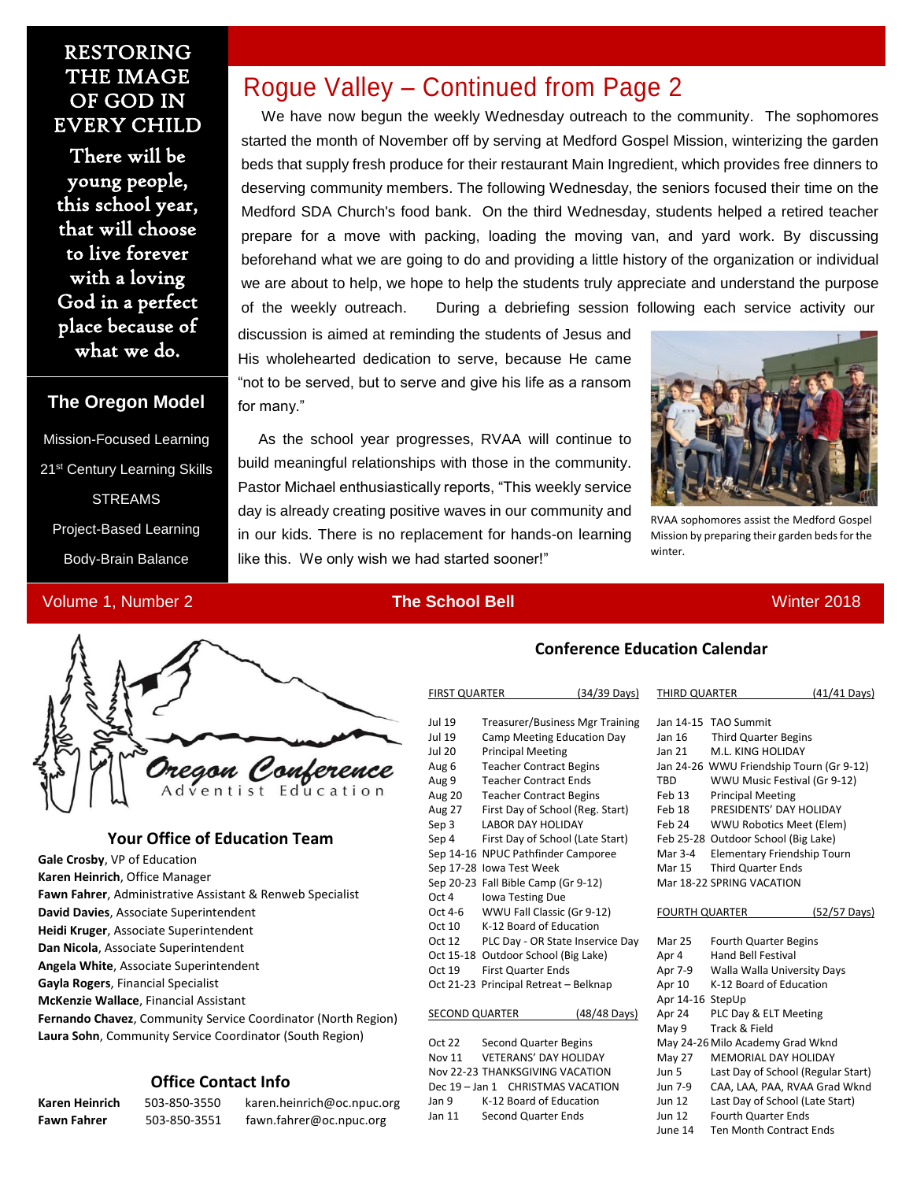RESTORING THE IMAGE OF GOD IN EVERY CHILD

There will be young people, this school year, that will choose to live forever with a loving God in a perfect place because of what we do.

### The Oregon Model

Mission-Focused Learning

21st Century Learning Skills

STREAMS

Project-Based Learning

Body-Brain Balance

## Rogue Valley – Continued from Page 2

We have now begun the weekly Wednesday outreach to the community. The sophomores started the month of November off by serving at Medford Gospel Mission, winterizing the garden beds that supply fresh produce for their restaurant Main Ingredient, which provides free dinners to deserving community members. The following Wednesday, the seniors focused their time on the Medford SDA Church's food bank. On the third Wednesday, students helped a retired teacher prepare for a move with packing, loading the moving van, and yard work. By discussing beforehand what we are going to do and providing a little history of the organization or individual we are about to help, we hope to help the students truly appreciate and understand the purpose of the weekly outreach. During a debriefing session following each service activity our discussion is aimed at reminding the students of Jesus and His wholehearted dedication to serve, because He came "not to be served, but to serve and give his life as a ransom for many."

As the school year progresses, RVAA will continue to build meaningful relationships with those in the community. Pastor Michael enthusiastically reports, "This weekly service day is already creating positive waves in our community and in our kids. There is no replacement for hands-on learning like this. We only wish we had started sooner!"

RVAA sophomores assist the Medford Gospel Mission by preparing their garden beds for the winter.

Volume 1, Number 2 | **The School Bell** | Winter 2018

Oregon Conference Adventist Education

### Your Office of Education Team

**Gale Crosby**, VP of Education
**Karen Heinrich**, Office Manager
**Fawn Fahrer**, Administrative Assistant & Renweb Specialist
**David Davies**, Associate Superintendent
**Heidi Kruger**, Associate Superintendent
**Dan Nicola**, Associate Superintendent
**Angela White**, Associate Superintendent
**Gayla Rogers**, Financial Specialist
**McKenzie Wallace**, Financial Assistant
**Fernando Chavez**, Community Service Coordinator (North Region)
**Laura Sohn**, Community Service Coordinator (South Region)

### Office Contact Info

| | | |
|---|---|---|
| **Karen Heinrich** | 503-850-3550 | karen.heinrich@oc.npuc.org |
| **Fawn Fahrer** | 503-850-3551 | fawn.fahrer@oc.npuc.org |

### Conference Education Calendar

**FIRST QUARTER (34/39 Days)**

| | |
|---|---|
| Jul 19 | Treasurer/Business Mgr Training |
| Jul 19 | Camp Meeting Education Day |
| Jul 20 | Principal Meeting |
| Aug 6 | Teacher Contract Begins |
| Aug 9 | Teacher Contract Ends |
| Aug 20 | Teacher Contract Begins |
| Aug 27 | First Day of School (Reg. Start) |
| Sep 3 | LABOR DAY HOLIDAY |
| Sep 4 | First Day of School (Late Start) |
| Sep 14-16 | NPUC Pathfinder Camporee |
| Sep 17-28 | Iowa Test Week |
| Sep 20-23 | Fall Bible Camp (Gr 9-12) |
| Oct 4 | Iowa Testing Due |
| Oct 4-6 | WWU Fall Classic (Gr 9-12) |
| Oct 10 | K-12 Board of Education |
| Oct 12 | PLC Day - OR State Inservice Day |
| Oct 15-18 | Outdoor School (Big Lake) |
| Oct 19 | First Quarter Ends |
| Oct 21-23 | Principal Retreat – Belknap |

**SECOND QUARTER (48/48 Days)**

| | |
|---|---|
| Oct 22 | Second Quarter Begins |
| Nov 11 | VETERANS' DAY HOLIDAY |
| Nov 22-23 | THANKSGIVING VACATION |
| Dec 19 – Jan 1 | CHRISTMAS VACATION |
| Jan 9 | K-12 Board of Education |
| Jan 11 | Second Quarter Ends |

**THIRD QUARTER (41/41 Days)**

| | |
|---|---|
| Jan 14-15 | TAO Summit |
| Jan 16 | Third Quarter Begins |
| Jan 21 | M.L. KING HOLIDAY |
| Jan 24-26 | WWU Friendship Tourn (Gr 9-12) |
| TBD | WWU Music Festival (Gr 9-12) |
| Feb 13 | Principal Meeting |
| Feb 18 | PRESIDENTS' DAY HOLIDAY |
| Feb 24 | WWU Robotics Meet (Elem) |
| Feb 25-28 | Outdoor School (Big Lake) |
| Mar 3-4 | Elementary Friendship Tourn |
| Mar 15 | Third Quarter Ends |
| Mar 18-22 | SPRING VACATION |

**FOURTH QUARTER (52/57 Days)**

| | |
|---|---|
| Mar 25 | Fourth Quarter Begins |
| Apr 4 | Hand Bell Festival |
| Apr 7-9 | Walla Walla University Days |
| Apr 10 | K-12 Board of Education |
| Apr 14-16 | StepUp |
| Apr 24 | PLC Day & ELT Meeting |
| May 9 | Track & Field |
| May 24-26 | Milo Academy Grad Wknd |
| May 27 | MEMORIAL DAY HOLIDAY |
| Jun 5 | Last Day of School (Regular Start) |
| Jun 7-9 | CAA, LAA, PAA, RVAA Grad Wknd |
| Jun 12 | Last Day of School (Late Start) |
| Jun 12 | Fourth Quarter Ends |
| June 14 | Ten Month Contract Ends |